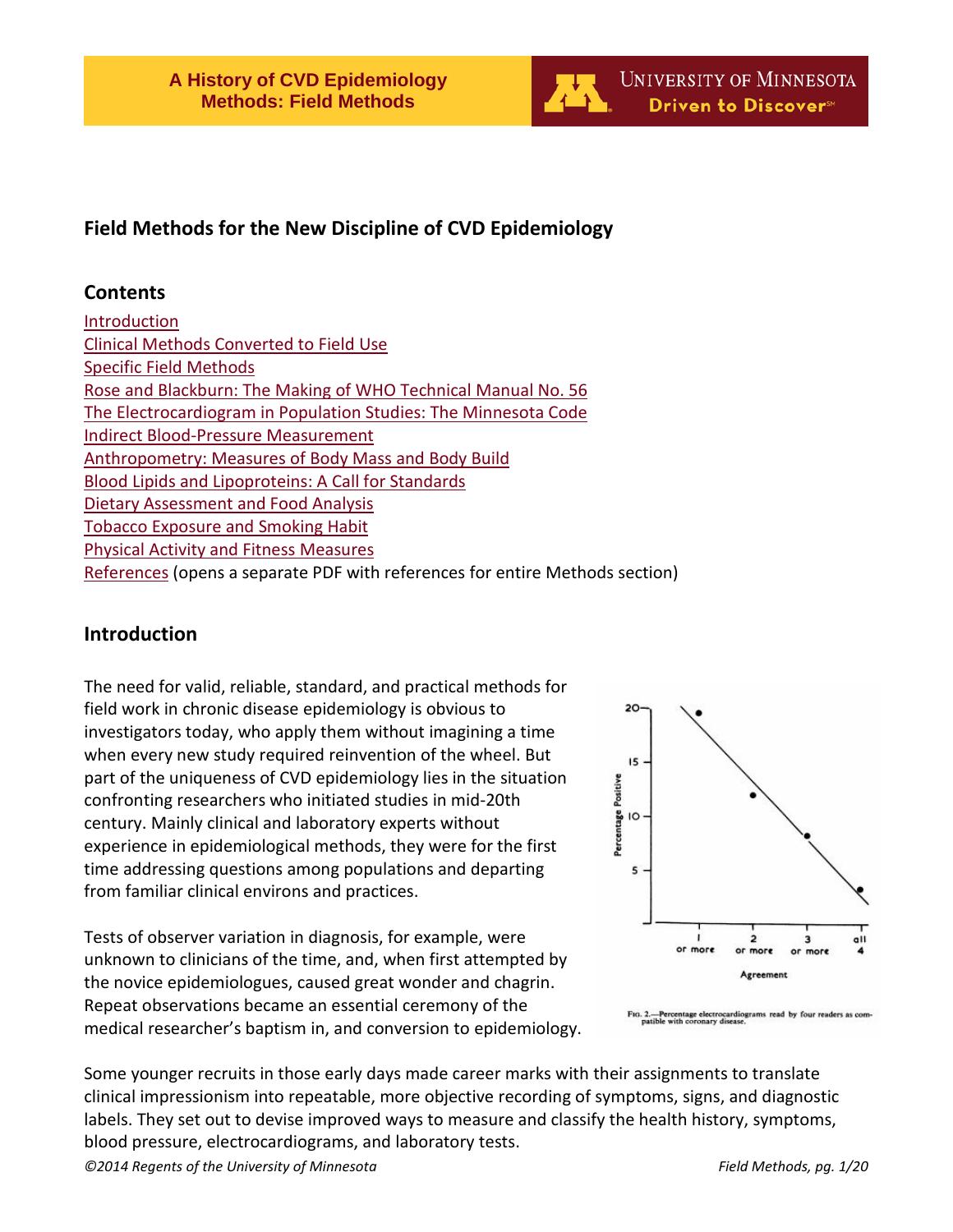# Field Methods for the New Discipline of CVD Epidemiology

## Contents

Introduction
Clinical Methods Converted to Field Use
Specific Field Methods
Rose and Blackburn: The Making of WHO Technical Manual No. 56
The Electrocardiogram in Population Studies: The Minnesota Code
Indirect Blood-Pressure Measurement
Anthropometry: Measures of Body Mass and Body Build
Blood Lipids and Lipoproteins: A Call for Standards
Dietary Assessment and Food Analysis
Tobacco Exposure and Smoking Habit
Physical Activity and Fitness Measures
References (opens a separate PDF with references for entire Methods section)

## Introduction

The need for valid, reliable, standard, and practical methods for field work in chronic disease epidemiology is obvious to investigators today, who apply them without imagining a time when every new study required reinvention of the wheel. But part of the uniqueness of CVD epidemiology lies in the situation confronting researchers who initiated studies in mid-20th century. Mainly clinical and laboratory experts without experience in epidemiological methods, they were for the first time addressing questions among populations and departing from familiar clinical environs and practices.

20
15
10
5
Percentage Positive
1 or more
2 or more
3 or more
all 4
Agreement

FIG. 2.—Percentage electrocardiograms read by four readers as compatible with coronary disease.

Tests of observer variation in diagnosis, for example, were unknown to clinicians of the time, and, when first attempted by the novice epidemiologues, caused great wonder and chagrin. Repeat observations became an essential ceremony of the medical researcher's baptism in, and conversion to epidemiology.

Some younger recruits in those early days made career marks with their assignments to translate clinical impressionism into repeatable, more objective recording of symptoms, signs, and diagnostic labels. They set out to devise improved ways to measure and classify the health history, symptoms, blood pressure, electrocardiograms, and laboratory tests.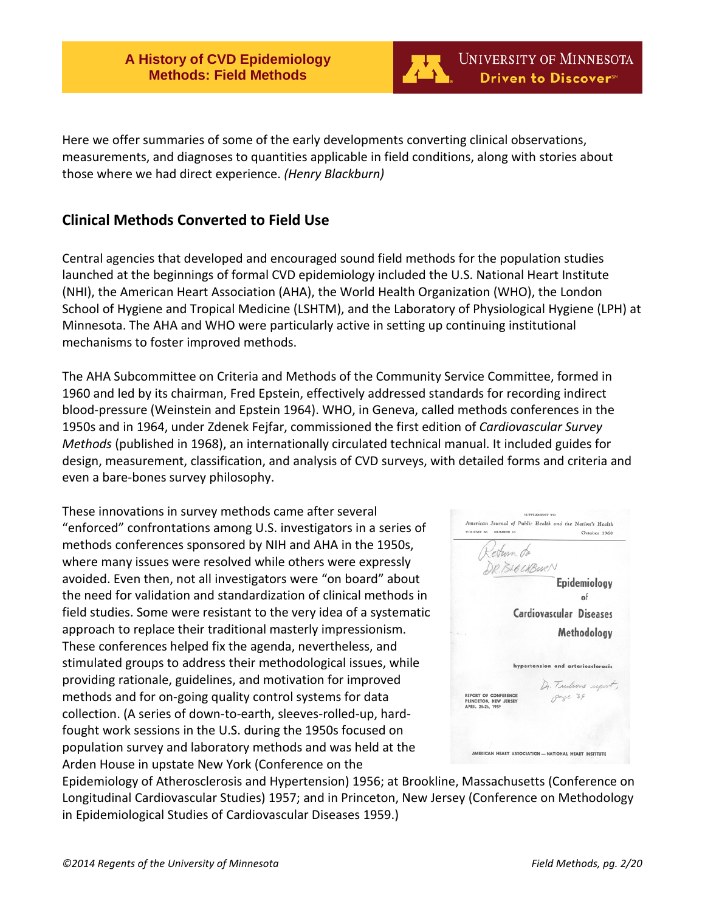Here we offer summaries of some of the early developments converting clinical observations, measurements, and diagnoses to quantities applicable in field conditions, along with stories about those where we had direct experience. *(Henry Blackburn)*

## Clinical Methods Converted to Field Use

Central agencies that developed and encouraged sound field methods for the population studies launched at the beginnings of formal CVD epidemiology included the U.S. National Heart Institute (NHI), the American Heart Association (AHA), the World Health Organization (WHO), the London School of Hygiene and Tropical Medicine (LSHTM), and the Laboratory of Physiological Hygiene (LPH) at Minnesota. The AHA and WHO were particularly active in setting up continuing institutional mechanisms to foster improved methods.

The AHA Subcommittee on Criteria and Methods of the Community Service Committee, formed in 1960 and led by its chairman, Fred Epstein, effectively addressed standards for recording indirect blood-pressure (Weinstein and Epstein 1964). WHO, in Geneva, called methods conferences in the 1950s and in 1964, under Zdenek Fejfar, commissioned the first edition of *Cardiovascular Survey Methods* (published in 1968), an internationally circulated technical manual. It included guides for design, measurement, classification, and analysis of CVD surveys, with detailed forms and criteria and even a bare-bones survey philosophy.

These innovations in survey methods came after several "enforced" confrontations among U.S. investigators in a series of methods conferences sponsored by NIH and AHA in the 1950s, where many issues were resolved while others were expressly avoided. Even then, not all investigators were "on board" about the need for validation and standardization of clinical methods in field studies. Some were resistant to the very idea of a systematic approach to replace their traditional masterly impressionism. These conferences helped fix the agenda, nevertheless, and stimulated groups to address their methodological issues, while providing rationale, guidelines, and motivation for improved methods and for on-going quality control systems for data collection. (A series of down-to-earth, sleeves-rolled-up, hard-fought work sessions in the U.S. during the 1950s focused on population survey and laboratory methods and was held at the Arden House in upstate New York (Conference on the Epidemiology of Atherosclerosis and Hypertension) 1956; at Brookline, Massachusetts (Conference on Longitudinal Cardiovascular Studies) 1957; and in Princeton, New Jersey (Conference on Methodology in Epidemiological Studies of Cardiovascular Diseases 1959.)

SUPPLEMENT TO
American Journal of Public Health and the Nation's Health
VOLUME 50 NUMBER 10 October 1960

Return to
DR. BLACKBURN

Epidemiology
of
Cardiovascular Diseases
Methodology

hypertension and arteriosclerosis

REPORT OF CONFERENCE
PRINCETON, NEW JERSEY
APRIL 24-26, 1959

Dr. Taubons report,
page 39

AMERICAN HEART ASSOCIATION — NATIONAL HEART INSTITUTE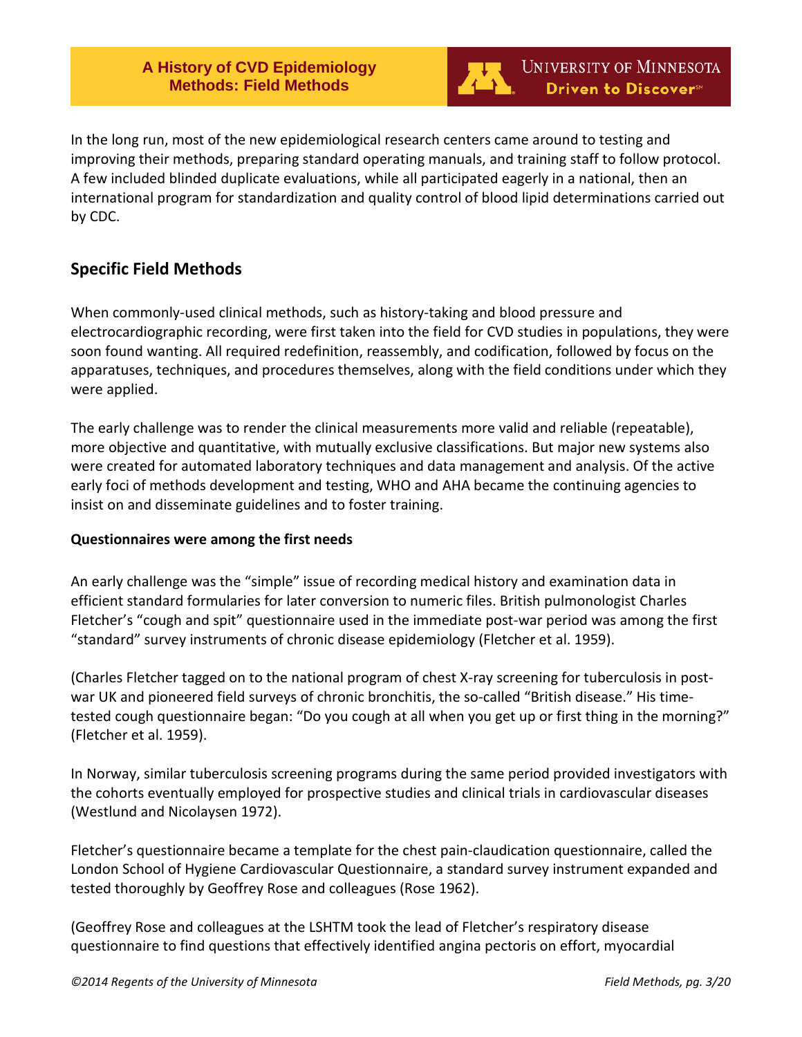In the long run, most of the new epidemiological research centers came around to testing and improving their methods, preparing standard operating manuals, and training staff to follow protocol. A few included blinded duplicate evaluations, while all participated eagerly in a national, then an international program for standardization and quality control of blood lipid determinations carried out by CDC.

## Specific Field Methods

When commonly-used clinical methods, such as history-taking and blood pressure and electrocardiographic recording, were first taken into the field for CVD studies in populations, they were soon found wanting. All required redefinition, reassembly, and codification, followed by focus on the apparatuses, techniques, and procedures themselves, along with the field conditions under which they were applied.

The early challenge was to render the clinical measurements more valid and reliable (repeatable), more objective and quantitative, with mutually exclusive classifications. But major new systems also were created for automated laboratory techniques and data management and analysis. Of the active early foci of methods development and testing, WHO and AHA became the continuing agencies to insist on and disseminate guidelines and to foster training.

**Questionnaires were among the first needs**

An early challenge was the "simple" issue of recording medical history and examination data in efficient standard formularies for later conversion to numeric files. British pulmonologist Charles Fletcher's "cough and spit" questionnaire used in the immediate post-war period was among the first "standard" survey instruments of chronic disease epidemiology (Fletcher et al. 1959).

(Charles Fletcher tagged on to the national program of chest X-ray screening for tuberculosis in post-war UK and pioneered field surveys of chronic bronchitis, the so-called "British disease." His time-tested cough questionnaire began: "Do you cough at all when you get up or first thing in the morning?" (Fletcher et al. 1959).

In Norway, similar tuberculosis screening programs during the same period provided investigators with the cohorts eventually employed for prospective studies and clinical trials in cardiovascular diseases (Westlund and Nicolaysen 1972).

Fletcher's questionnaire became a template for the chest pain-claudication questionnaire, called the London School of Hygiene Cardiovascular Questionnaire, a standard survey instrument expanded and tested thoroughly by Geoffrey Rose and colleagues (Rose 1962).

(Geoffrey Rose and colleagues at the LSHTM took the lead of Fletcher's respiratory disease questionnaire to find questions that effectively identified angina pectoris on effort, myocardial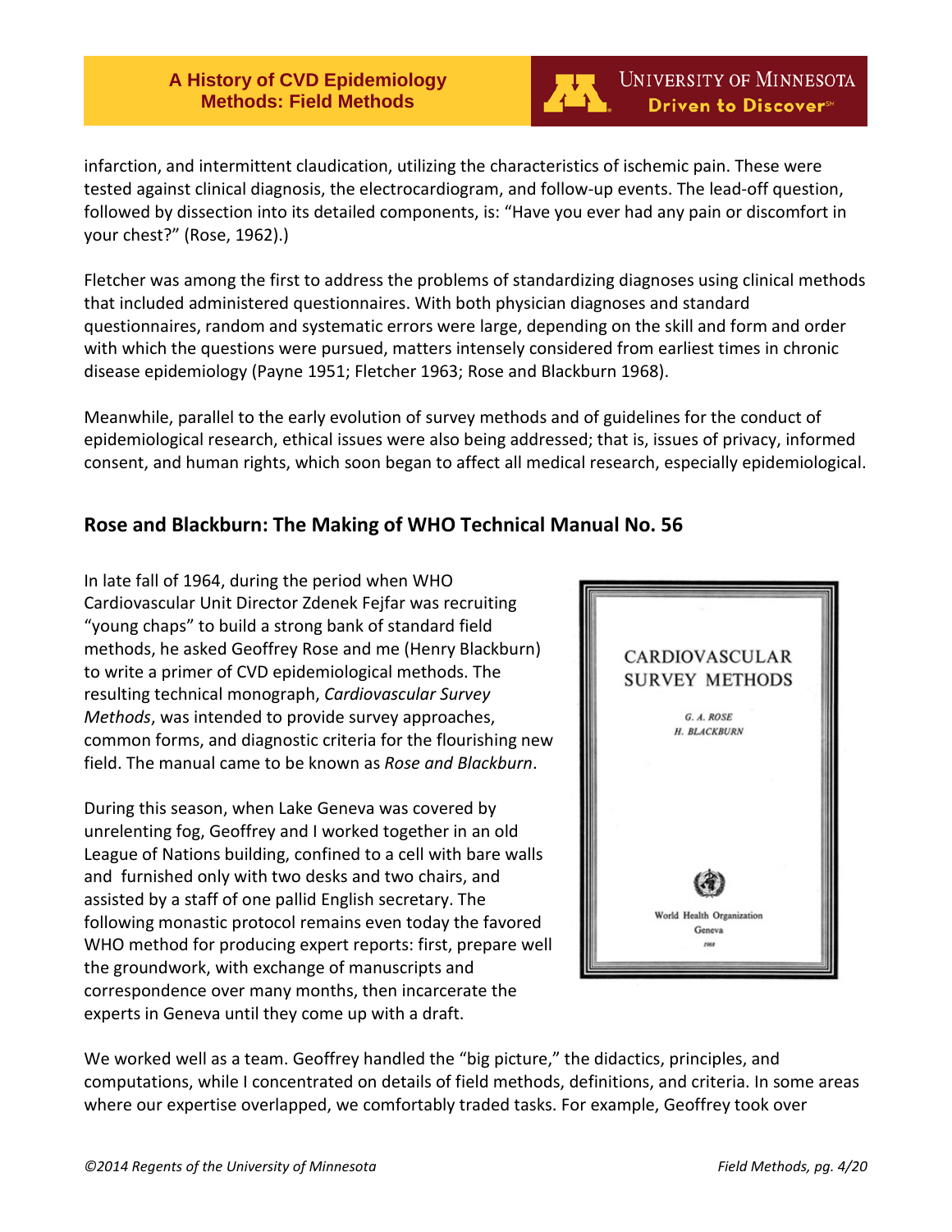infarction, and intermittent claudication, utilizing the characteristics of ischemic pain. These were tested against clinical diagnosis, the electrocardiogram, and follow-up events. The lead-off question, followed by dissection into its detailed components, is: "Have you ever had any pain or discomfort in your chest?" (Rose, 1962).)

Fletcher was among the first to address the problems of standardizing diagnoses using clinical methods that included administered questionnaires. With both physician diagnoses and standard questionnaires, random and systematic errors were large, depending on the skill and form and order with which the questions were pursued, matters intensely considered from earliest times in chronic disease epidemiology (Payne 1951; Fletcher 1963; Rose and Blackburn 1968).

Meanwhile, parallel to the early evolution of survey methods and of guidelines for the conduct of epidemiological research, ethical issues were also being addressed; that is, issues of privacy, informed consent, and human rights, which soon began to affect all medical research, especially epidemiological.

## Rose and Blackburn: The Making of WHO Technical Manual No. 56

In late fall of 1964, during the period when WHO Cardiovascular Unit Director Zdenek Fejfar was recruiting "young chaps" to build a strong bank of standard field methods, he asked Geoffrey Rose and me (Henry Blackburn) to write a primer of CVD epidemiological methods. The resulting technical monograph, *Cardiovascular Survey Methods*, was intended to provide survey approaches, common forms, and diagnostic criteria for the flourishing new field. The manual came to be known as *Rose and Blackburn*.

During this season, when Lake Geneva was covered by unrelenting fog, Geoffrey and I worked together in an old League of Nations building, confined to a cell with bare walls and furnished only with two desks and two chairs, and assisted by a staff of one pallid English secretary. The following monastic protocol remains even today the favored WHO method for producing expert reports: first, prepare well the groundwork, with exchange of manuscripts and correspondence over many months, then incarcerate the experts in Geneva until they come up with a draft.

We worked well as a team. Geoffrey handled the "big picture," the didactics, principles, and computations, while I concentrated on details of field methods, definitions, and criteria. In some areas where our expertise overlapped, we comfortably traded tasks. For example, Geoffrey took over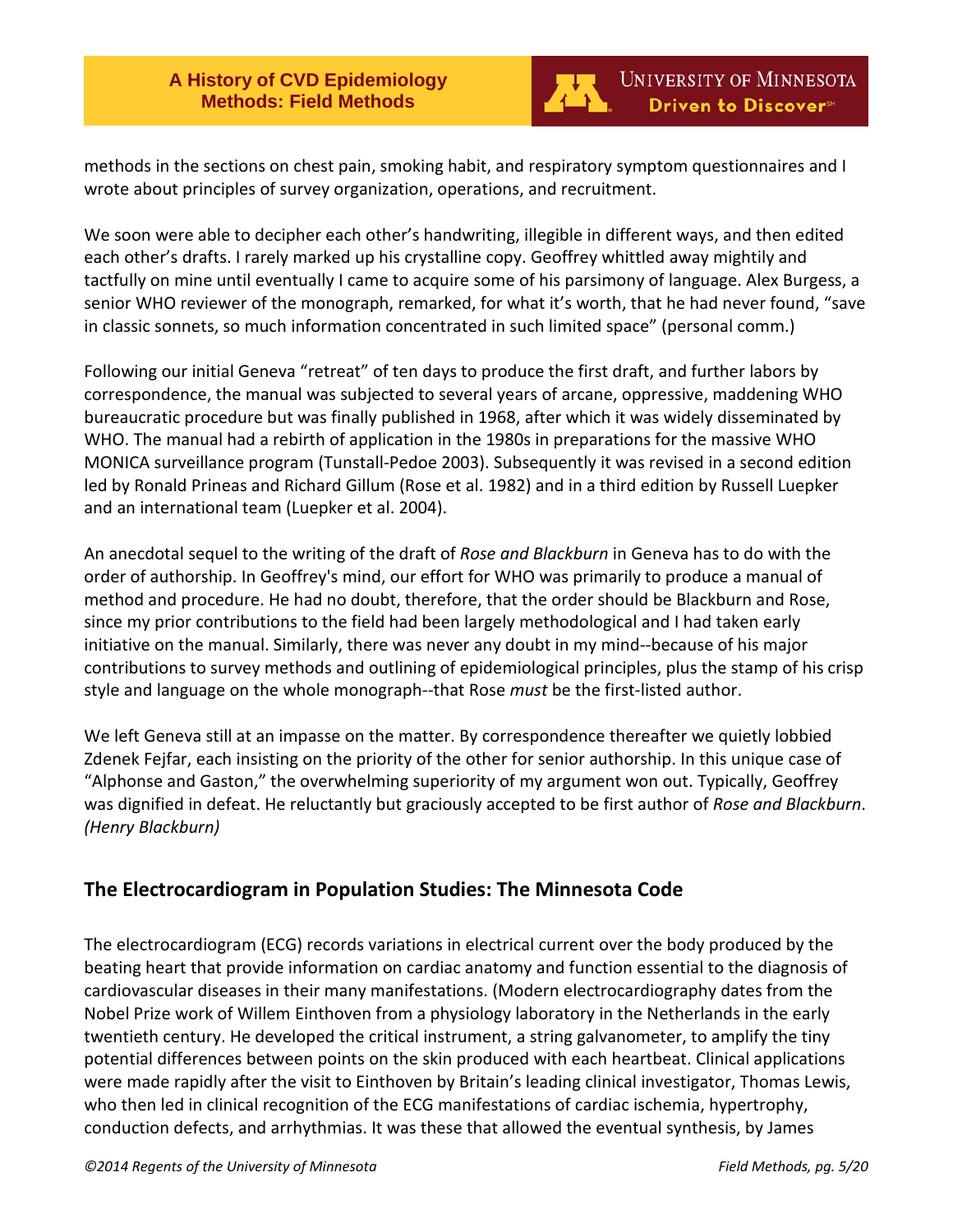methods in the sections on chest pain, smoking habit, and respiratory symptom questionnaires and I wrote about principles of survey organization, operations, and recruitment.

We soon were able to decipher each other's handwriting, illegible in different ways, and then edited each other's drafts. I rarely marked up his crystalline copy. Geoffrey whittled away mightily and tactfully on mine until eventually I came to acquire some of his parsimony of language. Alex Burgess, a senior WHO reviewer of the monograph, remarked, for what it's worth, that he had never found, "save in classic sonnets, so much information concentrated in such limited space" (personal comm.)

Following our initial Geneva "retreat" of ten days to produce the first draft, and further labors by correspondence, the manual was subjected to several years of arcane, oppressive, maddening WHO bureaucratic procedure but was finally published in 1968, after which it was widely disseminated by WHO. The manual had a rebirth of application in the 1980s in preparations for the massive WHO MONICA surveillance program (Tunstall-Pedoe 2003). Subsequently it was revised in a second edition led by Ronald Prineas and Richard Gillum (Rose et al. 1982) and in a third edition by Russell Luepker and an international team (Luepker et al. 2004).

An anecdotal sequel to the writing of the draft of *Rose and Blackburn* in Geneva has to do with the order of authorship. In Geoffrey's mind, our effort for WHO was primarily to produce a manual of method and procedure. He had no doubt, therefore, that the order should be Blackburn and Rose, since my prior contributions to the field had been largely methodological and I had taken early initiative on the manual. Similarly, there was never any doubt in my mind--because of his major contributions to survey methods and outlining of epidemiological principles, plus the stamp of his crisp style and language on the whole monograph--that Rose *must* be the first-listed author.

We left Geneva still at an impasse on the matter. By correspondence thereafter we quietly lobbied Zdenek Fejfar, each insisting on the priority of the other for senior authorship. In this unique case of "Alphonse and Gaston," the overwhelming superiority of my argument won out. Typically, Geoffrey was dignified in defeat. He reluctantly but graciously accepted to be first author of *Rose and Blackburn*. *(Henry Blackburn)*

## The Electrocardiogram in Population Studies: The Minnesota Code

The electrocardiogram (ECG) records variations in electrical current over the body produced by the beating heart that provide information on cardiac anatomy and function essential to the diagnosis of cardiovascular diseases in their many manifestations. (Modern electrocardiography dates from the Nobel Prize work of Willem Einthoven from a physiology laboratory in the Netherlands in the early twentieth century. He developed the critical instrument, a string galvanometer, to amplify the tiny potential differences between points on the skin produced with each heartbeat. Clinical applications were made rapidly after the visit to Einthoven by Britain's leading clinical investigator, Thomas Lewis, who then led in clinical recognition of the ECG manifestations of cardiac ischemia, hypertrophy, conduction defects, and arrhythmias. It was these that allowed the eventual synthesis, by James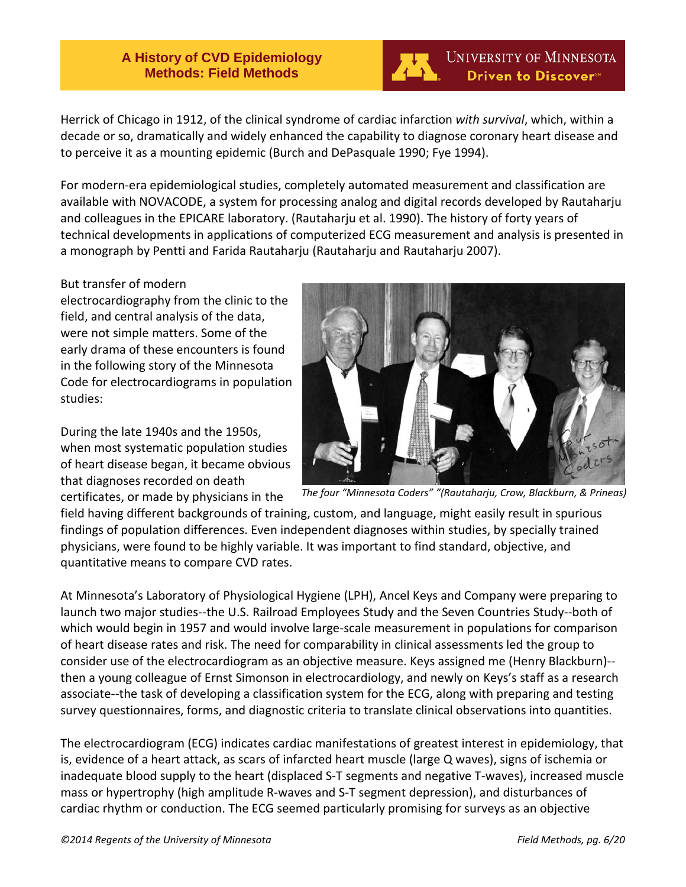Herrick of Chicago in 1912, of the clinical syndrome of cardiac infarction *with survival*, which, within a decade or so, dramatically and widely enhanced the capability to diagnose coronary heart disease and to perceive it as a mounting epidemic (Burch and DePasquale 1990; Fye 1994).

For modern-era epidemiological studies, completely automated measurement and classification are available with NOVACODE, a system for processing analog and digital records developed by Rautaharju and colleagues in the EPICARE laboratory. (Rautaharju et al. 1990). The history of forty years of technical developments in applications of computerized ECG measurement and analysis is presented in a monograph by Pentti and Farida Rautaharju (Rautaharju and Rautaharju 2007).

But transfer of modern electrocardiography from the clinic to the field, and central analysis of the data, were not simple matters. Some of the early drama of these encounters is found in the following story of the Minnesota Code for electrocardiograms in population studies:

*The four "Minnesota Coders" "(Rautaharju, Crow, Blackburn, & Prineas)*

During the late 1940s and the 1950s, when most systematic population studies of heart disease began, it became obvious that diagnoses recorded on death certificates, or made by physicians in the field having different backgrounds of training, custom, and language, might easily result in spurious findings of population differences. Even independent diagnoses within studies, by specially trained physicians, were found to be highly variable. It was important to find standard, objective, and quantitative means to compare CVD rates.

At Minnesota's Laboratory of Physiological Hygiene (LPH), Ancel Keys and Company were preparing to launch two major studies--the U.S. Railroad Employees Study and the Seven Countries Study--both of which would begin in 1957 and would involve large-scale measurement in populations for comparison of heart disease rates and risk. The need for comparability in clinical assessments led the group to consider use of the electrocardiogram as an objective measure. Keys assigned me (Henry Blackburn)--then a young colleague of Ernst Simonson in electrocardiology, and newly on Keys's staff as a research associate--the task of developing a classification system for the ECG, along with preparing and testing survey questionnaires, forms, and diagnostic criteria to translate clinical observations into quantities.

The electrocardiogram (ECG) indicates cardiac manifestations of greatest interest in epidemiology, that is, evidence of a heart attack, as scars of infarcted heart muscle (large Q waves), signs of ischemia or inadequate blood supply to the heart (displaced S-T segments and negative T-waves), increased muscle mass or hypertrophy (high amplitude R-waves and S-T segment depression), and disturbances of cardiac rhythm or conduction. The ECG seemed particularly promising for surveys as an objective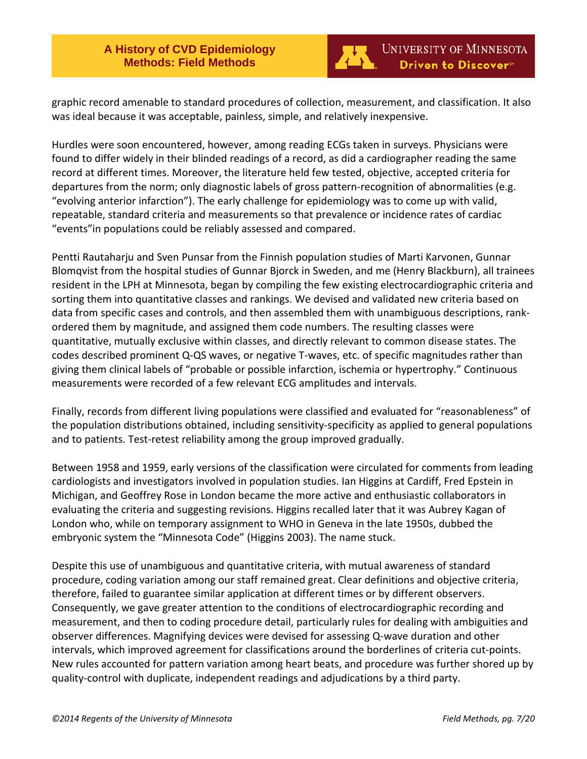graphic record amenable to standard procedures of collection, measurement, and classification. It also was ideal because it was acceptable, painless, simple, and relatively inexpensive.

Hurdles were soon encountered, however, among reading ECGs taken in surveys. Physicians were found to differ widely in their blinded readings of a record, as did a cardiographer reading the same record at different times. Moreover, the literature held few tested, objective, accepted criteria for departures from the norm; only diagnostic labels of gross pattern-recognition of abnormalities (e.g. "evolving anterior infarction"). The early challenge for epidemiology was to come up with valid, repeatable, standard criteria and measurements so that prevalence or incidence rates of cardiac "events"in populations could be reliably assessed and compared.

Pentti Rautaharju and Sven Punsar from the Finnish population studies of Marti Karvonen, Gunnar Blomqvist from the hospital studies of Gunnar Bjorck in Sweden, and me (Henry Blackburn), all trainees resident in the LPH at Minnesota, began by compiling the few existing electrocardiographic criteria and sorting them into quantitative classes and rankings. We devised and validated new criteria based on data from specific cases and controls, and then assembled them with unambiguous descriptions, rank-ordered them by magnitude, and assigned them code numbers. The resulting classes were quantitative, mutually exclusive within classes, and directly relevant to common disease states. The codes described prominent Q-QS waves, or negative T-waves, etc. of specific magnitudes rather than giving them clinical labels of "probable or possible infarction, ischemia or hypertrophy." Continuous measurements were recorded of a few relevant ECG amplitudes and intervals.

Finally, records from different living populations were classified and evaluated for "reasonableness" of the population distributions obtained, including sensitivity-specificity as applied to general populations and to patients. Test-retest reliability among the group improved gradually.

Between 1958 and 1959, early versions of the classification were circulated for comments from leading cardiologists and investigators involved in population studies. Ian Higgins at Cardiff, Fred Epstein in Michigan, and Geoffrey Rose in London became the more active and enthusiastic collaborators in evaluating the criteria and suggesting revisions. Higgins recalled later that it was Aubrey Kagan of London who, while on temporary assignment to WHO in Geneva in the late 1950s, dubbed the embryonic system the "Minnesota Code" (Higgins 2003). The name stuck.

Despite this use of unambiguous and quantitative criteria, with mutual awareness of standard procedure, coding variation among our staff remained great. Clear definitions and objective criteria, therefore, failed to guarantee similar application at different times or by different observers. Consequently, we gave greater attention to the conditions of electrocardiographic recording and measurement, and then to coding procedure detail, particularly rules for dealing with ambiguities and observer differences. Magnifying devices were devised for assessing Q-wave duration and other intervals, which improved agreement for classifications around the borderlines of criteria cut-points. New rules accounted for pattern variation among heart beats, and procedure was further shored up by quality-control with duplicate, independent readings and adjudications by a third party.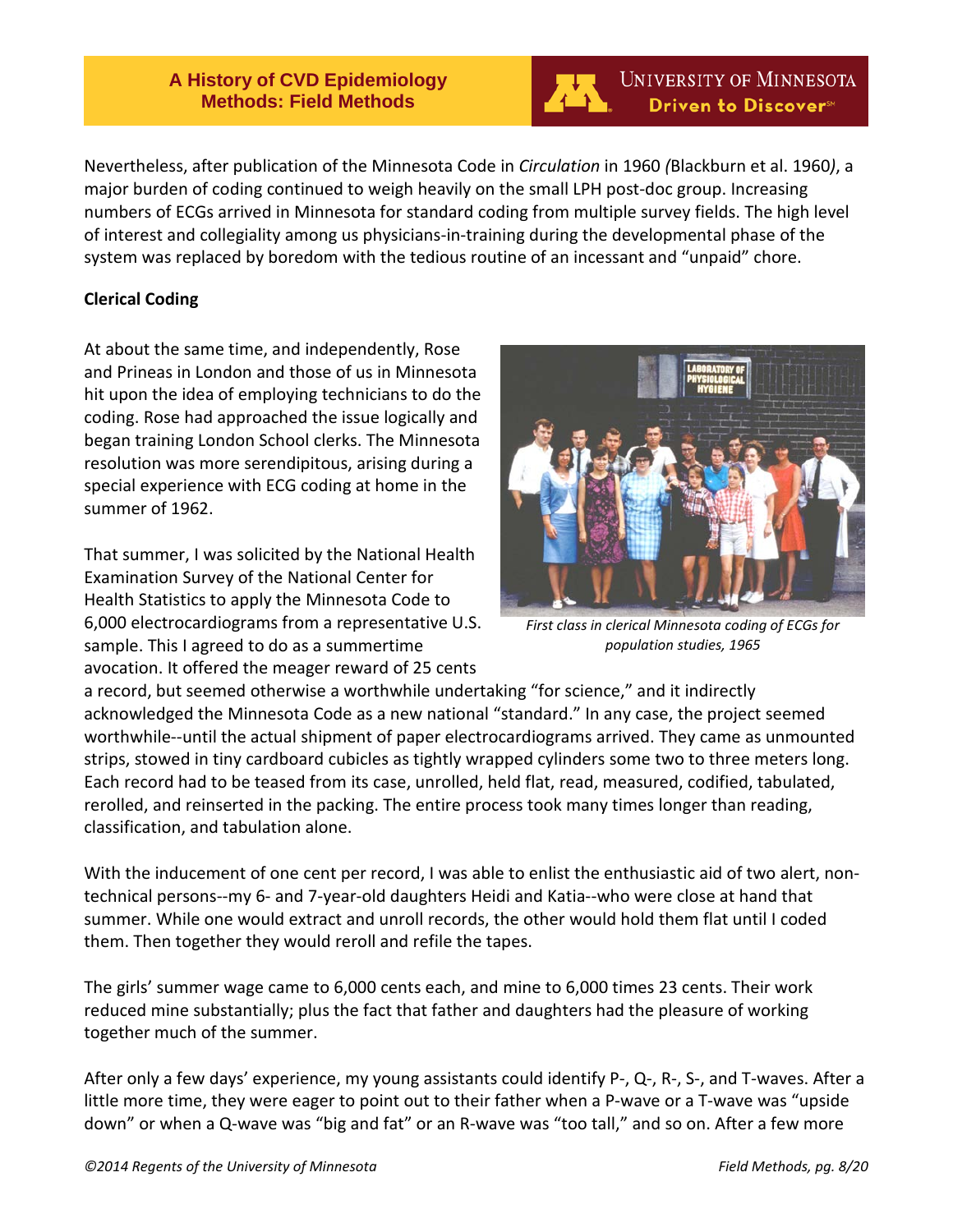Nevertheless, after publication of the Minnesota Code in *Circulation* in 1960 *(*Blackburn et al. 1960*)*, a major burden of coding continued to weigh heavily on the small LPH post-doc group. Increasing numbers of ECGs arrived in Minnesota for standard coding from multiple survey fields. The high level of interest and collegiality among us physicians-in-training during the developmental phase of the system was replaced by boredom with the tedious routine of an incessant and "unpaid" chore.

**Clerical Coding**

At about the same time, and independently, Rose and Prineas in London and those of us in Minnesota hit upon the idea of employing technicians to do the coding. Rose had approached the issue logically and began training London School clerks. The Minnesota resolution was more serendipitous, arising during a special experience with ECG coding at home in the summer of 1962.

*First class in clerical Minnesota coding of ECGs for population studies, 1965*

That summer, I was solicited by the National Health Examination Survey of the National Center for Health Statistics to apply the Minnesota Code to 6,000 electrocardiograms from a representative U.S. sample. This I agreed to do as a summertime avocation. It offered the meager reward of 25 cents a record, but seemed otherwise a worthwhile undertaking "for science," and it indirectly acknowledged the Minnesota Code as a new national "standard." In any case, the project seemed worthwhile--until the actual shipment of paper electrocardiograms arrived. They came as unmounted strips, stowed in tiny cardboard cubicles as tightly wrapped cylinders some two to three meters long. Each record had to be teased from its case, unrolled, held flat, read, measured, codified, tabulated, rerolled, and reinserted in the packing. The entire process took many times longer than reading, classification, and tabulation alone.

With the inducement of one cent per record, I was able to enlist the enthusiastic aid of two alert, non-technical persons--my 6- and 7-year-old daughters Heidi and Katia--who were close at hand that summer. While one would extract and unroll records, the other would hold them flat until I coded them. Then together they would reroll and refile the tapes.

The girls' summer wage came to 6,000 cents each, and mine to 6,000 times 23 cents. Their work reduced mine substantially; plus the fact that father and daughters had the pleasure of working together much of the summer.

After only a few days' experience, my young assistants could identify P-, Q-, R-, S-, and T-waves. After a little more time, they were eager to point out to their father when a P-wave or a T-wave was "upside down" or when a Q-wave was "big and fat" or an R-wave was "too tall," and so on. After a few more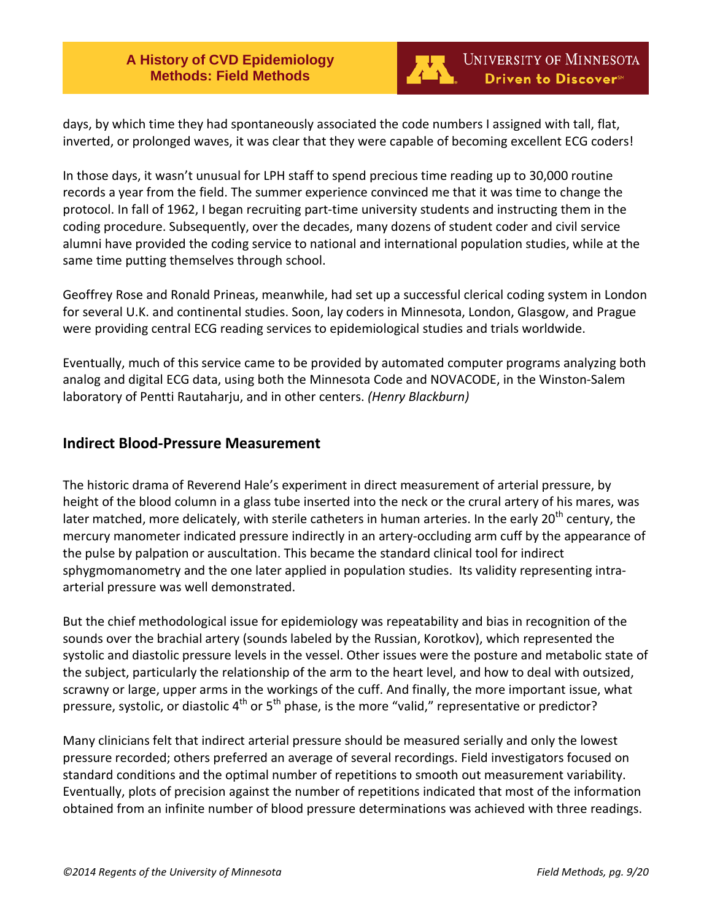days, by which time they had spontaneously associated the code numbers I assigned with tall, flat, inverted, or prolonged waves, it was clear that they were capable of becoming excellent ECG coders!

In those days, it wasn't unusual for LPH staff to spend precious time reading up to 30,000 routine records a year from the field. The summer experience convinced me that it was time to change the protocol. In fall of 1962, I began recruiting part-time university students and instructing them in the coding procedure. Subsequently, over the decades, many dozens of student coder and civil service alumni have provided the coding service to national and international population studies, while at the same time putting themselves through school.

Geoffrey Rose and Ronald Prineas, meanwhile, had set up a successful clerical coding system in London for several U.K. and continental studies. Soon, lay coders in Minnesota, London, Glasgow, and Prague were providing central ECG reading services to epidemiological studies and trials worldwide.

Eventually, much of this service came to be provided by automated computer programs analyzing both analog and digital ECG data, using both the Minnesota Code and NOVACODE, in the Winston-Salem laboratory of Pentti Rautaharju, and in other centers. *(Henry Blackburn)*

## Indirect Blood-Pressure Measurement

The historic drama of Reverend Hale's experiment in direct measurement of arterial pressure, by height of the blood column in a glass tube inserted into the neck or the crural artery of his mares, was later matched, more delicately, with sterile catheters in human arteries. In the early 20th century, the mercury manometer indicated pressure indirectly in an artery-occluding arm cuff by the appearance of the pulse by palpation or auscultation. This became the standard clinical tool for indirect sphygmomanometry and the one later applied in population studies. Its validity representing intra-arterial pressure was well demonstrated.

But the chief methodological issue for epidemiology was repeatability and bias in recognition of the sounds over the brachial artery (sounds labeled by the Russian, Korotkov), which represented the systolic and diastolic pressure levels in the vessel. Other issues were the posture and metabolic state of the subject, particularly the relationship of the arm to the heart level, and how to deal with outsized, scrawny or large, upper arms in the workings of the cuff. And finally, the more important issue, what pressure, systolic, or diastolic 4th or 5th phase, is the more "valid," representative or predictor?

Many clinicians felt that indirect arterial pressure should be measured serially and only the lowest pressure recorded; others preferred an average of several recordings. Field investigators focused on standard conditions and the optimal number of repetitions to smooth out measurement variability. Eventually, plots of precision against the number of repetitions indicated that most of the information obtained from an infinite number of blood pressure determinations was achieved with three readings.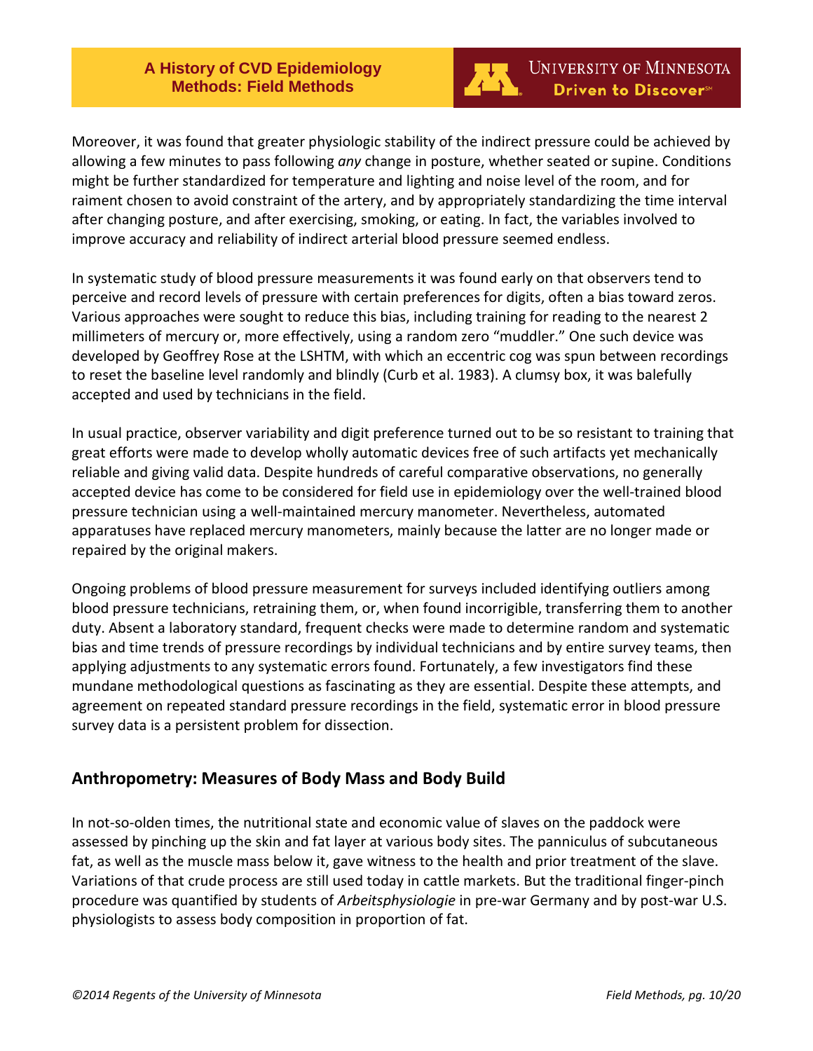Moreover, it was found that greater physiologic stability of the indirect pressure could be achieved by allowing a few minutes to pass following *any* change in posture, whether seated or supine. Conditions might be further standardized for temperature and lighting and noise level of the room, and for raiment chosen to avoid constraint of the artery, and by appropriately standardizing the time interval after changing posture, and after exercising, smoking, or eating. In fact, the variables involved to improve accuracy and reliability of indirect arterial blood pressure seemed endless.

In systematic study of blood pressure measurements it was found early on that observers tend to perceive and record levels of pressure with certain preferences for digits, often a bias toward zeros. Various approaches were sought to reduce this bias, including training for reading to the nearest 2 millimeters of mercury or, more effectively, using a random zero "muddler." One such device was developed by Geoffrey Rose at the LSHTM, with which an eccentric cog was spun between recordings to reset the baseline level randomly and blindly (Curb et al. 1983). A clumsy box, it was balefully accepted and used by technicians in the field.

In usual practice, observer variability and digit preference turned out to be so resistant to training that great efforts were made to develop wholly automatic devices free of such artifacts yet mechanically reliable and giving valid data. Despite hundreds of careful comparative observations, no generally accepted device has come to be considered for field use in epidemiology over the well-trained blood pressure technician using a well-maintained mercury manometer. Nevertheless, automated apparatuses have replaced mercury manometers, mainly because the latter are no longer made or repaired by the original makers.

Ongoing problems of blood pressure measurement for surveys included identifying outliers among blood pressure technicians, retraining them, or, when found incorrigible, transferring them to another duty. Absent a laboratory standard, frequent checks were made to determine random and systematic bias and time trends of pressure recordings by individual technicians and by entire survey teams, then applying adjustments to any systematic errors found. Fortunately, a few investigators find these mundane methodological questions as fascinating as they are essential. Despite these attempts, and agreement on repeated standard pressure recordings in the field, systematic error in blood pressure survey data is a persistent problem for dissection.

## Anthropometry: Measures of Body Mass and Body Build

In not-so-olden times, the nutritional state and economic value of slaves on the paddock were assessed by pinching up the skin and fat layer at various body sites. The panniculus of subcutaneous fat, as well as the muscle mass below it, gave witness to the health and prior treatment of the slave. Variations of that crude process are still used today in cattle markets. But the traditional finger-pinch procedure was quantified by students of *Arbeitsphysiologie* in pre-war Germany and by post-war U.S. physiologists to assess body composition in proportion of fat.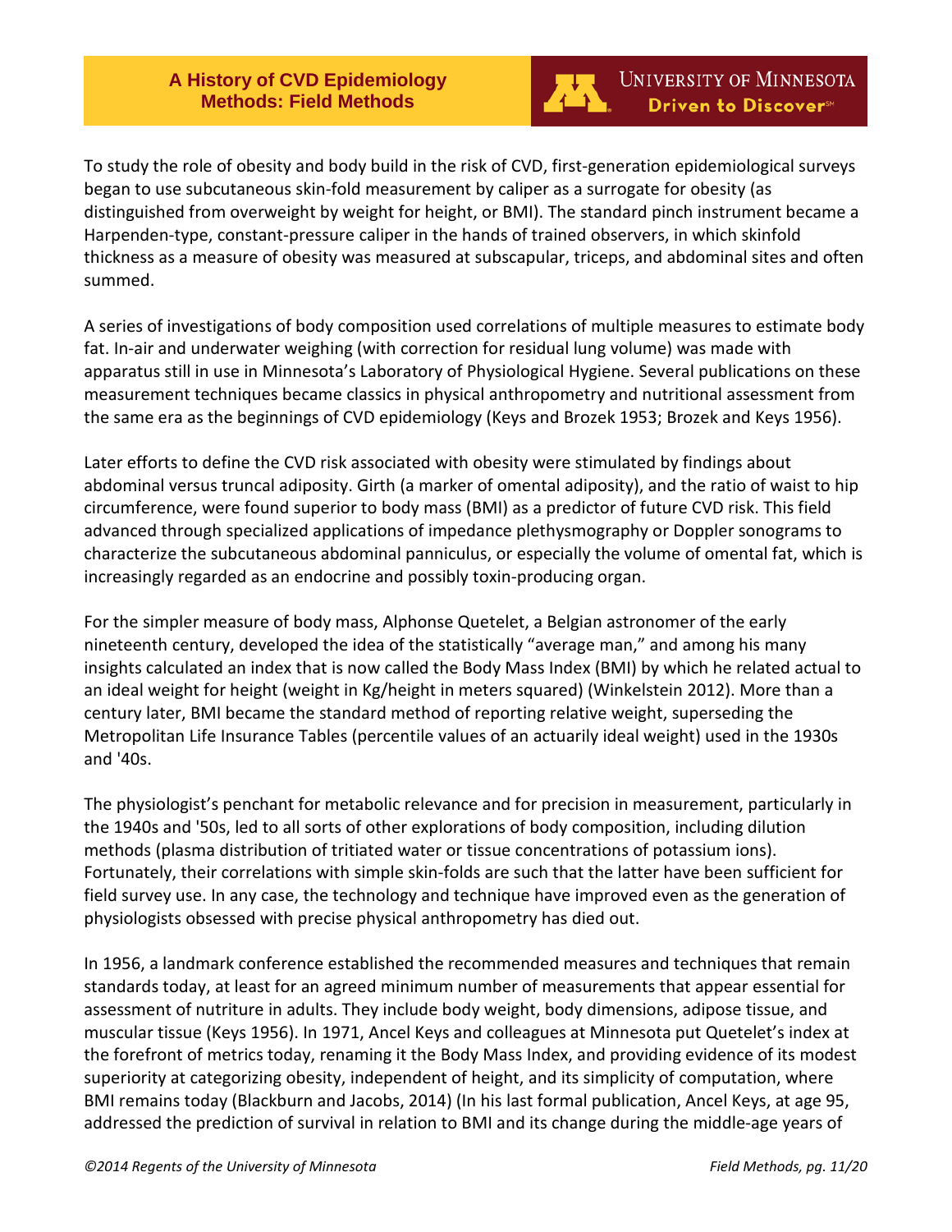To study the role of obesity and body build in the risk of CVD, first-generation epidemiological surveys began to use subcutaneous skin-fold measurement by caliper as a surrogate for obesity (as distinguished from overweight by weight for height, or BMI). The standard pinch instrument became a Harpenden-type, constant-pressure caliper in the hands of trained observers, in which skinfold thickness as a measure of obesity was measured at subscapular, triceps, and abdominal sites and often summed.

A series of investigations of body composition used correlations of multiple measures to estimate body fat. In-air and underwater weighing (with correction for residual lung volume) was made with apparatus still in use in Minnesota's Laboratory of Physiological Hygiene. Several publications on these measurement techniques became classics in physical anthropometry and nutritional assessment from the same era as the beginnings of CVD epidemiology (Keys and Brozek 1953; Brozek and Keys 1956).

Later efforts to define the CVD risk associated with obesity were stimulated by findings about abdominal versus truncal adiposity. Girth (a marker of omental adiposity), and the ratio of waist to hip circumference, were found superior to body mass (BMI) as a predictor of future CVD risk. This field advanced through specialized applications of impedance plethysmography or Doppler sonograms to characterize the subcutaneous abdominal panniculus, or especially the volume of omental fat, which is increasingly regarded as an endocrine and possibly toxin-producing organ.

For the simpler measure of body mass, Alphonse Quetelet, a Belgian astronomer of the early nineteenth century, developed the idea of the statistically "average man," and among his many insights calculated an index that is now called the Body Mass Index (BMI) by which he related actual to an ideal weight for height (weight in Kg/height in meters squared) (Winkelstein 2012). More than a century later, BMI became the standard method of reporting relative weight, superseding the Metropolitan Life Insurance Tables (percentile values of an actuarily ideal weight) used in the 1930s and '40s.

The physiologist's penchant for metabolic relevance and for precision in measurement, particularly in the 1940s and '50s, led to all sorts of other explorations of body composition, including dilution methods (plasma distribution of tritiated water or tissue concentrations of potassium ions). Fortunately, their correlations with simple skin-folds are such that the latter have been sufficient for field survey use. In any case, the technology and technique have improved even as the generation of physiologists obsessed with precise physical anthropometry has died out.

In 1956, a landmark conference established the recommended measures and techniques that remain standards today, at least for an agreed minimum number of measurements that appear essential for assessment of nutriture in adults. They include body weight, body dimensions, adipose tissue, and muscular tissue (Keys 1956). In 1971, Ancel Keys and colleagues at Minnesota put Quetelet's index at the forefront of metrics today, renaming it the Body Mass Index, and providing evidence of its modest superiority at categorizing obesity, independent of height, and its simplicity of computation, where BMI remains today (Blackburn and Jacobs, 2014) (In his last formal publication, Ancel Keys, at age 95, addressed the prediction of survival in relation to BMI and its change during the middle-age years of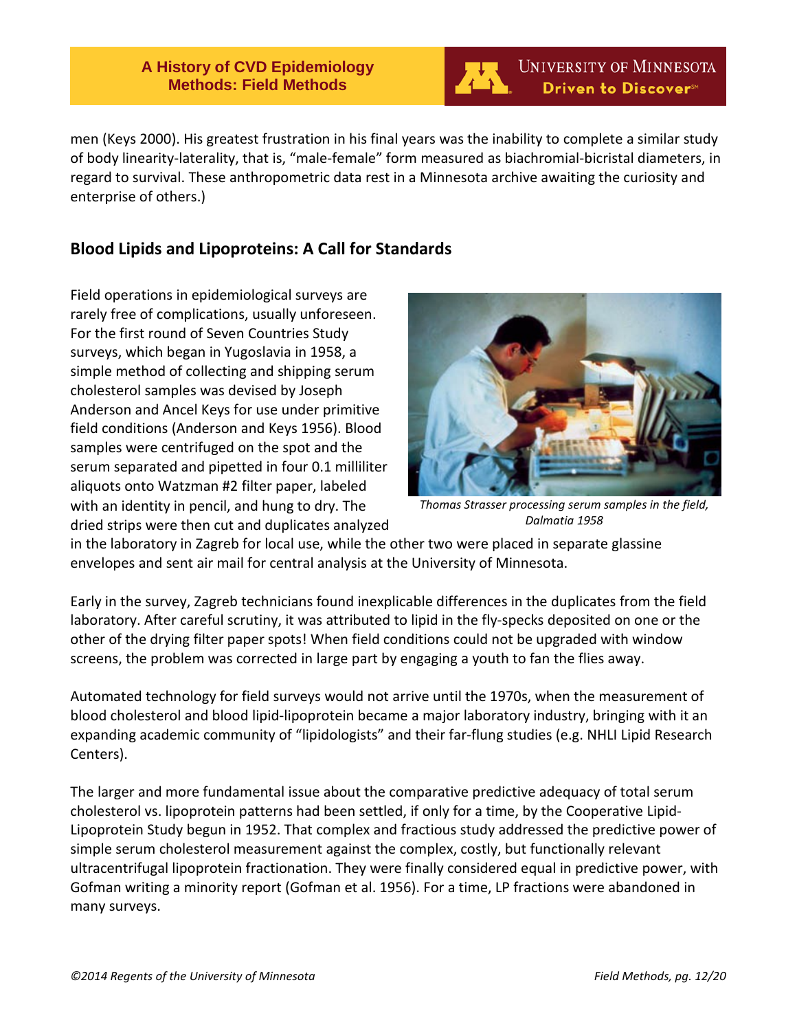men (Keys 2000). His greatest frustration in his final years was the inability to complete a similar study of body linearity-laterality, that is, "male-female" form measured as biachromial-bicristal diameters, in regard to survival. These anthropometric data rest in a Minnesota archive awaiting the curiosity and enterprise of others.)

## Blood Lipids and Lipoproteins: A Call for Standards

Field operations in epidemiological surveys are rarely free of complications, usually unforeseen. For the first round of Seven Countries Study surveys, which began in Yugoslavia in 1958, a simple method of collecting and shipping serum cholesterol samples was devised by Joseph Anderson and Ancel Keys for use under primitive field conditions (Anderson and Keys 1956). Blood samples were centrifuged on the spot and the serum separated and pipetted in four 0.1 milliliter aliquots onto Watzman #2 filter paper, labeled with an identity in pencil, and hung to dry. The dried strips were then cut and duplicates analyzed in the laboratory in Zagreb for local use, while the other two were placed in separate glassine envelopes and sent air mail for central analysis at the University of Minnesota.

*Thomas Strasser processing serum samples in the field, Dalmatia 1958*

Early in the survey, Zagreb technicians found inexplicable differences in the duplicates from the field laboratory. After careful scrutiny, it was attributed to lipid in the fly-specks deposited on one or the other of the drying filter paper spots! When field conditions could not be upgraded with window screens, the problem was corrected in large part by engaging a youth to fan the flies away.

Automated technology for field surveys would not arrive until the 1970s, when the measurement of blood cholesterol and blood lipid-lipoprotein became a major laboratory industry, bringing with it an expanding academic community of "lipidologists" and their far-flung studies (e.g. NHLI Lipid Research Centers).

The larger and more fundamental issue about the comparative predictive adequacy of total serum cholesterol vs. lipoprotein patterns had been settled, if only for a time, by the Cooperative Lipid-Lipoprotein Study begun in 1952. That complex and fractious study addressed the predictive power of simple serum cholesterol measurement against the complex, costly, but functionally relevant ultracentrifugal lipoprotein fractionation. They were finally considered equal in predictive power, with Gofman writing a minority report (Gofman et al. 1956). For a time, LP fractions were abandoned in many surveys.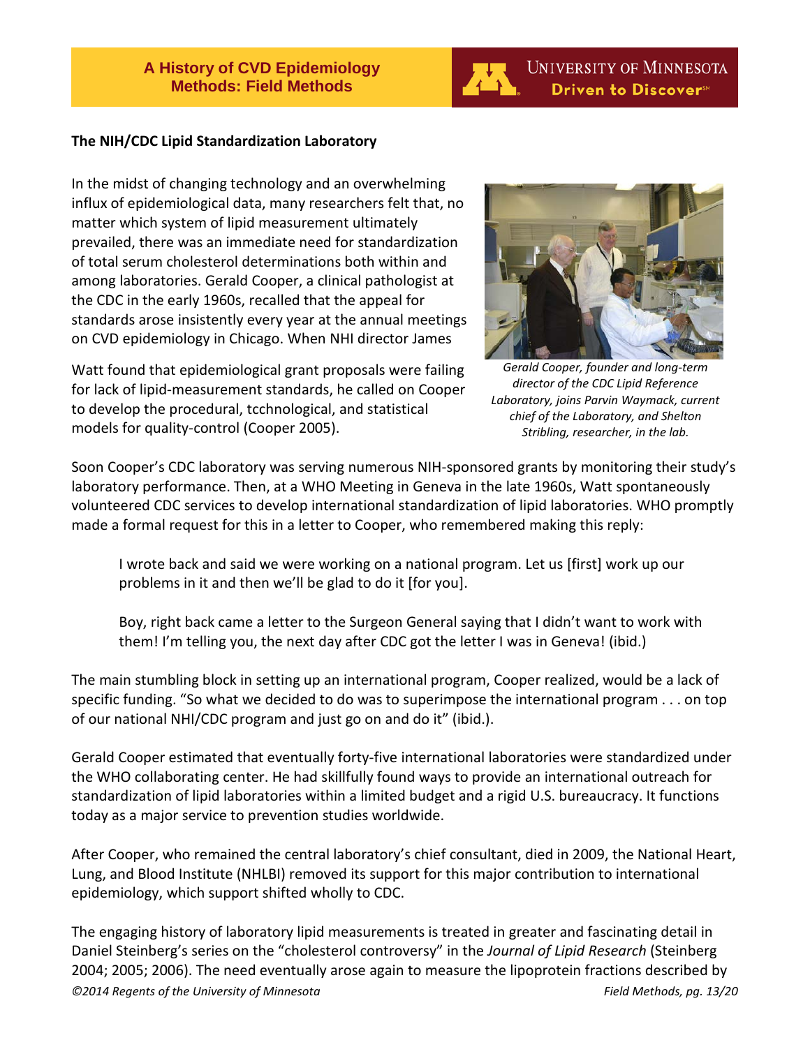**The NIH/CDC Lipid Standardization Laboratory**

In the midst of changing technology and an overwhelming influx of epidemiological data, many researchers felt that, no matter which system of lipid measurement ultimately prevailed, there was an immediate need for standardization of total serum cholesterol determinations both within and among laboratories. Gerald Cooper, a clinical pathologist at the CDC in the early 1960s, recalled that the appeal for standards arose insistently every year at the annual meetings on CVD epidemiology in Chicago. When NHI director James Watt found that epidemiological grant proposals were failing for lack of lipid-measurement standards, he called on Cooper to develop the procedural, tcchnological, and statistical models for quality-control (Cooper 2005).

*Gerald Cooper, founder and long-term director of the CDC Lipid Reference Laboratory, joins Parvin Waymack, current chief of the Laboratory, and Shelton Stribling, researcher, in the lab.*

Soon Cooper's CDC laboratory was serving numerous NIH-sponsored grants by monitoring their study's laboratory performance. Then, at a WHO Meeting in Geneva in the late 1960s, Watt spontaneously volunteered CDC services to develop international standardization of lipid laboratories. WHO promptly made a formal request for this in a letter to Cooper, who remembered making this reply:

> I wrote back and said we were working on a national program. Let us [first] work up our problems in it and then we'll be glad to do it [for you].
>
> Boy, right back came a letter to the Surgeon General saying that I didn't want to work with them! I'm telling you, the next day after CDC got the letter I was in Geneva! (ibid.)

The main stumbling block in setting up an international program, Cooper realized, would be a lack of specific funding. "So what we decided to do was to superimpose the international program . . . on top of our national NHI/CDC program and just go on and do it" (ibid.).

Gerald Cooper estimated that eventually forty-five international laboratories were standardized under the WHO collaborating center. He had skillfully found ways to provide an international outreach for standardization of lipid laboratories within a limited budget and a rigid U.S. bureaucracy. It functions today as a major service to prevention studies worldwide.

After Cooper, who remained the central laboratory's chief consultant, died in 2009, the National Heart, Lung, and Blood Institute (NHLBI) removed its support for this major contribution to international epidemiology, which support shifted wholly to CDC.

The engaging history of laboratory lipid measurements is treated in greater and fascinating detail in Daniel Steinberg's series on the "cholesterol controversy" in the *Journal of Lipid Research* (Steinberg 2004; 2005; 2006). The need eventually arose again to measure the lipoprotein fractions described by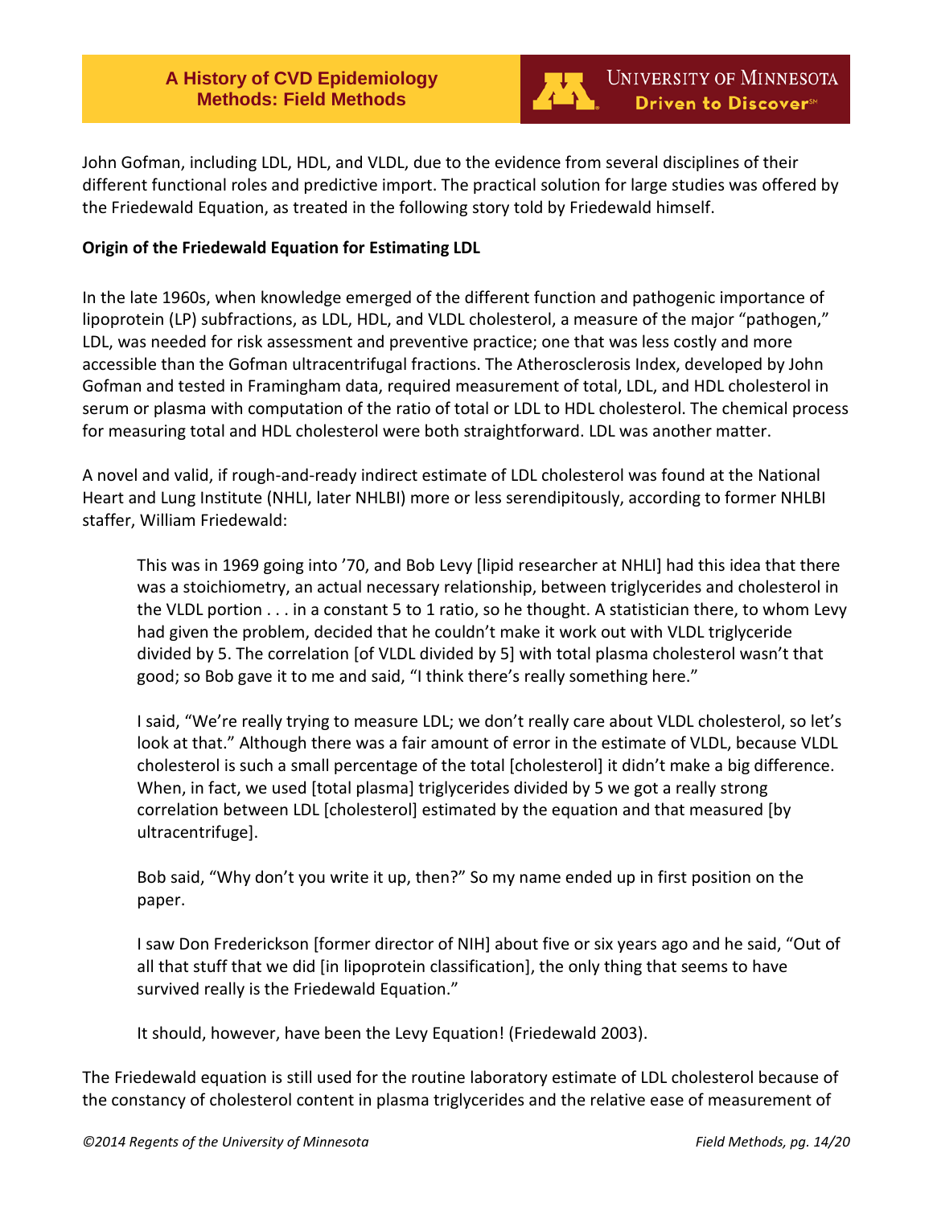John Gofman, including LDL, HDL, and VLDL, due to the evidence from several disciplines of their different functional roles and predictive import. The practical solution for large studies was offered by the Friedewald Equation, as treated in the following story told by Friedewald himself.

**Origin of the Friedewald Equation for Estimating LDL**

In the late 1960s, when knowledge emerged of the different function and pathogenic importance of lipoprotein (LP) subfractions, as LDL, HDL, and VLDL cholesterol, a measure of the major "pathogen," LDL, was needed for risk assessment and preventive practice; one that was less costly and more accessible than the Gofman ultracentrifugal fractions. The Atherosclerosis Index, developed by John Gofman and tested in Framingham data, required measurement of total, LDL, and HDL cholesterol in serum or plasma with computation of the ratio of total or LDL to HDL cholesterol. The chemical process for measuring total and HDL cholesterol were both straightforward. LDL was another matter.

A novel and valid, if rough-and-ready indirect estimate of LDL cholesterol was found at the National Heart and Lung Institute (NHLI, later NHLBI) more or less serendipitously, according to former NHLBI staffer, William Friedewald:

> This was in 1969 going into '70, and Bob Levy [lipid researcher at NHLI] had this idea that there was a stoichiometry, an actual necessary relationship, between triglycerides and cholesterol in the VLDL portion . . . in a constant 5 to 1 ratio, so he thought. A statistician there, to whom Levy had given the problem, decided that he couldn't make it work out with VLDL triglyceride divided by 5. The correlation [of VLDL divided by 5] with total plasma cholesterol wasn't that good; so Bob gave it to me and said, "I think there's really something here."
>
> I said, "We're really trying to measure LDL; we don't really care about VLDL cholesterol, so let's look at that." Although there was a fair amount of error in the estimate of VLDL, because VLDL cholesterol is such a small percentage of the total [cholesterol] it didn't make a big difference. When, in fact, we used [total plasma] triglycerides divided by 5 we got a really strong correlation between LDL [cholesterol] estimated by the equation and that measured [by ultracentrifuge].
>
> Bob said, "Why don't you write it up, then?" So my name ended up in first position on the paper.
>
> I saw Don Frederickson [former director of NIH] about five or six years ago and he said, "Out of all that stuff that we did [in lipoprotein classification], the only thing that seems to have survived really is the Friedewald Equation."
>
> It should, however, have been the Levy Equation! (Friedewald 2003).

The Friedewald equation is still used for the routine laboratory estimate of LDL cholesterol because of the constancy of cholesterol content in plasma triglycerides and the relative ease of measurement of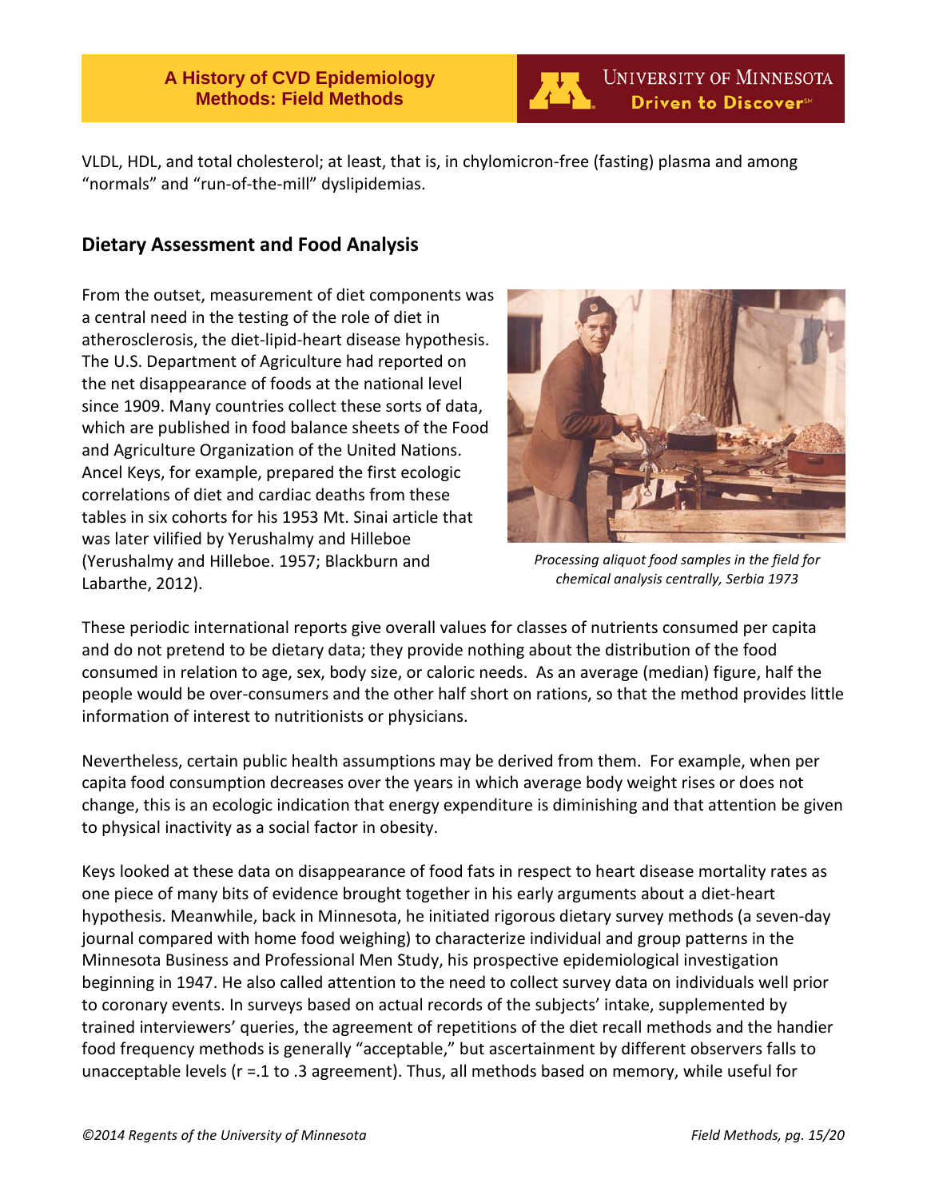VLDL, HDL, and total cholesterol; at least, that is, in chylomicron-free (fasting) plasma and among "normals" and "run-of-the-mill" dyslipidemias.

## Dietary Assessment and Food Analysis

From the outset, measurement of diet components was a central need in the testing of the role of diet in atherosclerosis, the diet-lipid-heart disease hypothesis. The U.S. Department of Agriculture had reported on the net disappearance of foods at the national level since 1909. Many countries collect these sorts of data, which are published in food balance sheets of the Food and Agriculture Organization of the United Nations. Ancel Keys, for example, prepared the first ecologic correlations of diet and cardiac deaths from these tables in six cohorts for his 1953 Mt. Sinai article that was later vilified by Yerushalmy and Hilleboe (Yerushalmy and Hilleboe. 1957; Blackburn and Labarthe, 2012).

*Processing aliquot food samples in the field for chemical analysis centrally, Serbia 1973*

These periodic international reports give overall values for classes of nutrients consumed per capita and do not pretend to be dietary data; they provide nothing about the distribution of the food consumed in relation to age, sex, body size, or caloric needs. As an average (median) figure, half the people would be over-consumers and the other half short on rations, so that the method provides little information of interest to nutritionists or physicians.

Nevertheless, certain public health assumptions may be derived from them. For example, when per capita food consumption decreases over the years in which average body weight rises or does not change, this is an ecologic indication that energy expenditure is diminishing and that attention be given to physical inactivity as a social factor in obesity.

Keys looked at these data on disappearance of food fats in respect to heart disease mortality rates as one piece of many bits of evidence brought together in his early arguments about a diet-heart hypothesis. Meanwhile, back in Minnesota, he initiated rigorous dietary survey methods (a seven-day journal compared with home food weighing) to characterize individual and group patterns in the Minnesota Business and Professional Men Study, his prospective epidemiological investigation beginning in 1947. He also called attention to the need to collect survey data on individuals well prior to coronary events. In surveys based on actual records of the subjects' intake, supplemented by trained interviewers' queries, the agreement of repetitions of the diet recall methods and the handier food frequency methods is generally "acceptable," but ascertainment by different observers falls to unacceptable levels ($r = .1$ to $.3$ agreement). Thus, all methods based on memory, while useful for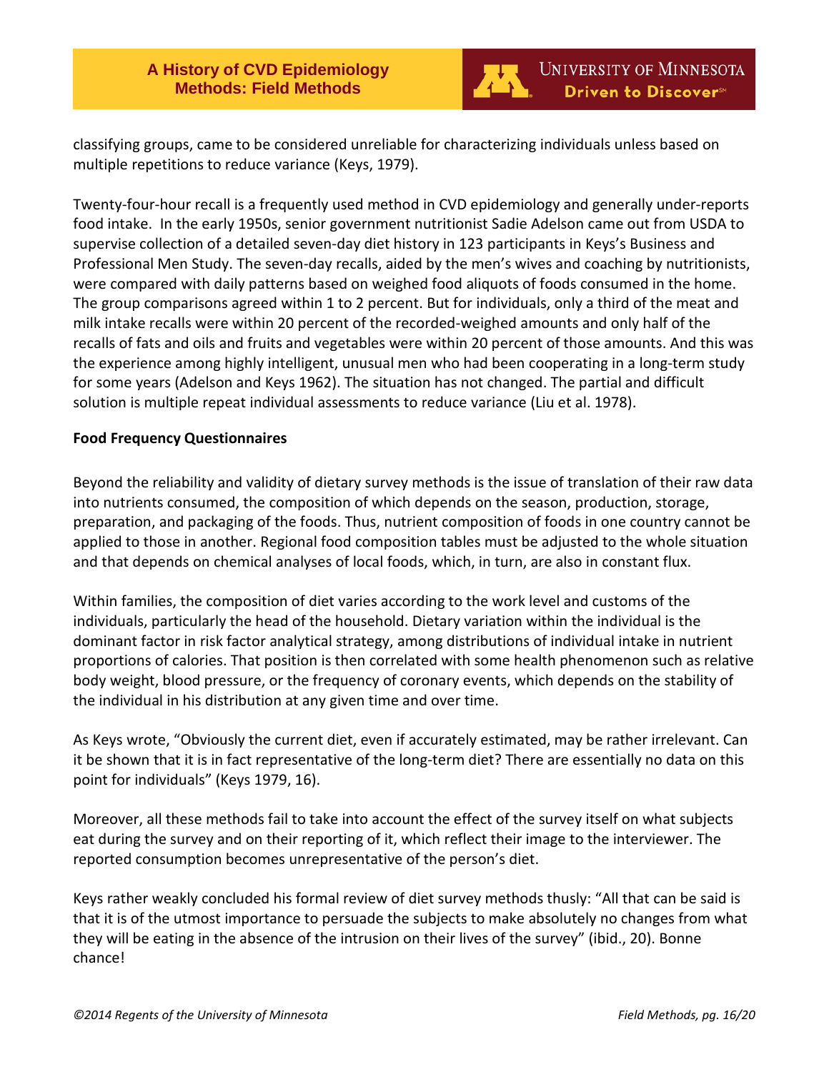classifying groups, came to be considered unreliable for characterizing individuals unless based on multiple repetitions to reduce variance (Keys, 1979).

Twenty-four-hour recall is a frequently used method in CVD epidemiology and generally under-reports food intake. In the early 1950s, senior government nutritionist Sadie Adelson came out from USDA to supervise collection of a detailed seven-day diet history in 123 participants in Keys's Business and Professional Men Study. The seven-day recalls, aided by the men's wives and coaching by nutritionists, were compared with daily patterns based on weighed food aliquots of foods consumed in the home. The group comparisons agreed within 1 to 2 percent. But for individuals, only a third of the meat and milk intake recalls were within 20 percent of the recorded-weighed amounts and only half of the recalls of fats and oils and fruits and vegetables were within 20 percent of those amounts. And this was the experience among highly intelligent, unusual men who had been cooperating in a long-term study for some years (Adelson and Keys 1962). The situation has not changed. The partial and difficult solution is multiple repeat individual assessments to reduce variance (Liu et al. 1978).

**Food Frequency Questionnaires**

Beyond the reliability and validity of dietary survey methods is the issue of translation of their raw data into nutrients consumed, the composition of which depends on the season, production, storage, preparation, and packaging of the foods. Thus, nutrient composition of foods in one country cannot be applied to those in another. Regional food composition tables must be adjusted to the whole situation and that depends on chemical analyses of local foods, which, in turn, are also in constant flux.

Within families, the composition of diet varies according to the work level and customs of the individuals, particularly the head of the household. Dietary variation within the individual is the dominant factor in risk factor analytical strategy, among distributions of individual intake in nutrient proportions of calories. That position is then correlated with some health phenomenon such as relative body weight, blood pressure, or the frequency of coronary events, which depends on the stability of the individual in his distribution at any given time and over time.

As Keys wrote, "Obviously the current diet, even if accurately estimated, may be rather irrelevant. Can it be shown that it is in fact representative of the long-term diet? There are essentially no data on this point for individuals" (Keys 1979, 16).

Moreover, all these methods fail to take into account the effect of the survey itself on what subjects eat during the survey and on their reporting of it, which reflect their image to the interviewer. The reported consumption becomes unrepresentative of the person's diet.

Keys rather weakly concluded his formal review of diet survey methods thusly: "All that can be said is that it is of the utmost importance to persuade the subjects to make absolutely no changes from what they will be eating in the absence of the intrusion on their lives of the survey" (ibid., 20). Bonne chance!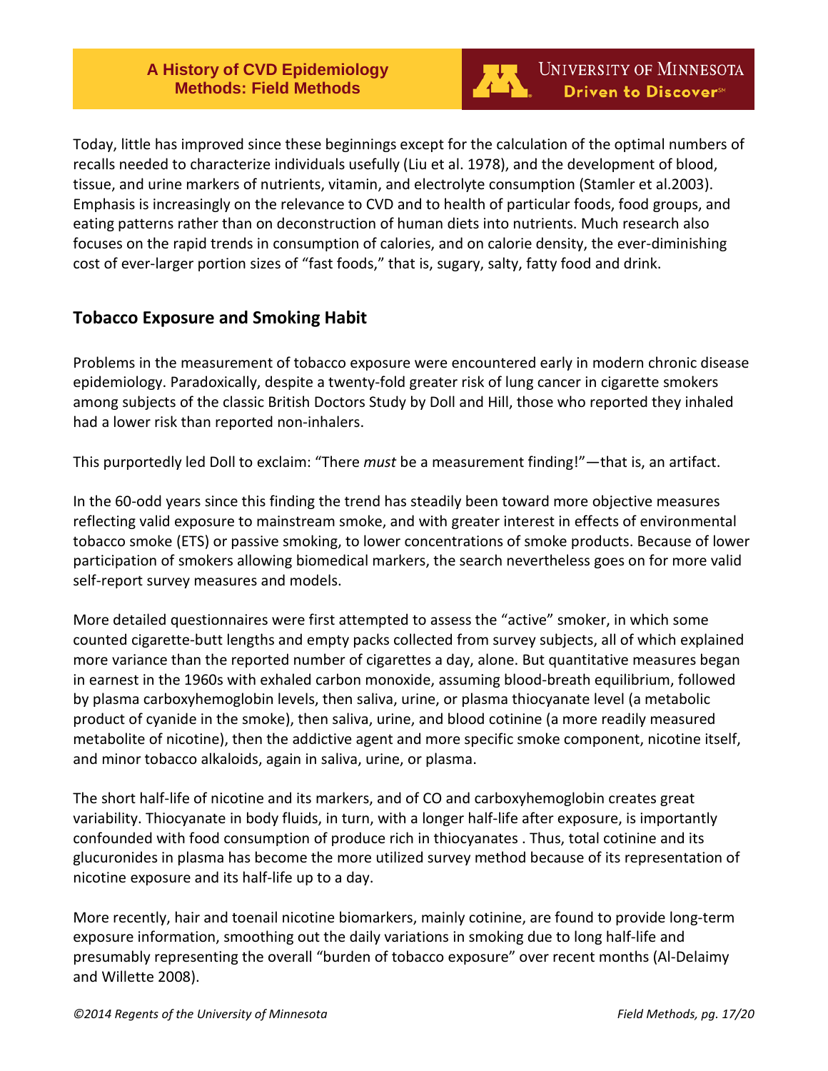Today, little has improved since these beginnings except for the calculation of the optimal numbers of recalls needed to characterize individuals usefully (Liu et al. 1978), and the development of blood, tissue, and urine markers of nutrients, vitamin, and electrolyte consumption (Stamler et al.2003). Emphasis is increasingly on the relevance to CVD and to health of particular foods, food groups, and eating patterns rather than on deconstruction of human diets into nutrients. Much research also focuses on the rapid trends in consumption of calories, and on calorie density, the ever-diminishing cost of ever-larger portion sizes of "fast foods," that is, sugary, salty, fatty food and drink.

## Tobacco Exposure and Smoking Habit

Problems in the measurement of tobacco exposure were encountered early in modern chronic disease epidemiology. Paradoxically, despite a twenty-fold greater risk of lung cancer in cigarette smokers among subjects of the classic British Doctors Study by Doll and Hill, those who reported they inhaled had a lower risk than reported non-inhalers.

This purportedly led Doll to exclaim: "There *must* be a measurement finding!"—that is, an artifact.

In the 60-odd years since this finding the trend has steadily been toward more objective measures reflecting valid exposure to mainstream smoke, and with greater interest in effects of environmental tobacco smoke (ETS) or passive smoking, to lower concentrations of smoke products. Because of lower participation of smokers allowing biomedical markers, the search nevertheless goes on for more valid self-report survey measures and models.

More detailed questionnaires were first attempted to assess the "active" smoker, in which some counted cigarette-butt lengths and empty packs collected from survey subjects, all of which explained more variance than the reported number of cigarettes a day, alone. But quantitative measures began in earnest in the 1960s with exhaled carbon monoxide, assuming blood-breath equilibrium, followed by plasma carboxyhemoglobin levels, then saliva, urine, or plasma thiocyanate level (a metabolic product of cyanide in the smoke), then saliva, urine, and blood cotinine (a more readily measured metabolite of nicotine), then the addictive agent and more specific smoke component, nicotine itself, and minor tobacco alkaloids, again in saliva, urine, or plasma.

The short half-life of nicotine and its markers, and of CO and carboxyhemoglobin creates great variability. Thiocyanate in body fluids, in turn, with a longer half-life after exposure, is importantly confounded with food consumption of produce rich in thiocyanates . Thus, total cotinine and its glucuronides in plasma has become the more utilized survey method because of its representation of nicotine exposure and its half-life up to a day.

More recently, hair and toenail nicotine biomarkers, mainly cotinine, are found to provide long-term exposure information, smoothing out the daily variations in smoking due to long half-life and presumably representing the overall "burden of tobacco exposure" over recent months (Al-Delaimy and Willette 2008).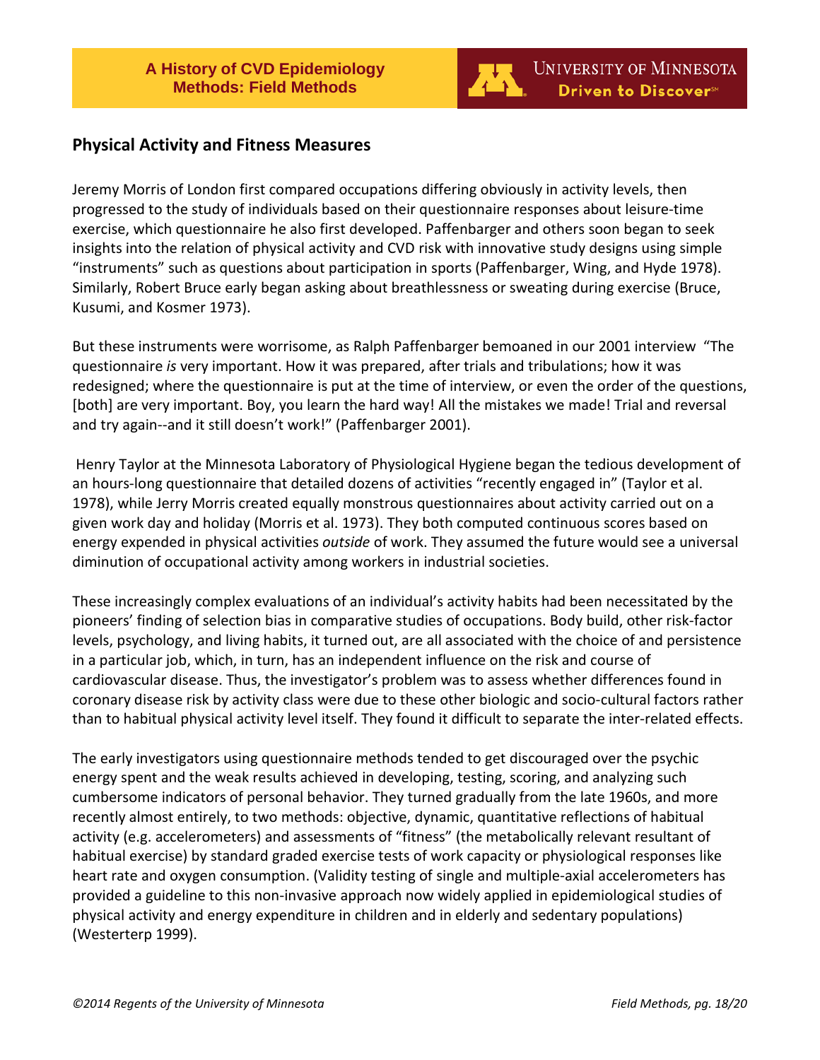## Physical Activity and Fitness Measures

Jeremy Morris of London first compared occupations differing obviously in activity levels, then progressed to the study of individuals based on their questionnaire responses about leisure-time exercise, which questionnaire he also first developed. Paffenbarger and others soon began to seek insights into the relation of physical activity and CVD risk with innovative study designs using simple "instruments" such as questions about participation in sports (Paffenbarger, Wing, and Hyde 1978). Similarly, Robert Bruce early began asking about breathlessness or sweating during exercise (Bruce, Kusumi, and Kosmer 1973).

But these instruments were worrisome, as Ralph Paffenbarger bemoaned in our 2001 interview "The questionnaire *is* very important. How it was prepared, after trials and tribulations; how it was redesigned; where the questionnaire is put at the time of interview, or even the order of the questions, [both] are very important. Boy, you learn the hard way! All the mistakes we made! Trial and reversal and try again--and it still doesn't work!" (Paffenbarger 2001).

Henry Taylor at the Minnesota Laboratory of Physiological Hygiene began the tedious development of an hours-long questionnaire that detailed dozens of activities "recently engaged in" (Taylor et al. 1978), while Jerry Morris created equally monstrous questionnaires about activity carried out on a given work day and holiday (Morris et al. 1973). They both computed continuous scores based on energy expended in physical activities *outside* of work. They assumed the future would see a universal diminution of occupational activity among workers in industrial societies.

These increasingly complex evaluations of an individual's activity habits had been necessitated by the pioneers' finding of selection bias in comparative studies of occupations. Body build, other risk-factor levels, psychology, and living habits, it turned out, are all associated with the choice of and persistence in a particular job, which, in turn, has an independent influence on the risk and course of cardiovascular disease. Thus, the investigator's problem was to assess whether differences found in coronary disease risk by activity class were due to these other biologic and socio-cultural factors rather than to habitual physical activity level itself. They found it difficult to separate the inter-related effects.

The early investigators using questionnaire methods tended to get discouraged over the psychic energy spent and the weak results achieved in developing, testing, scoring, and analyzing such cumbersome indicators of personal behavior. They turned gradually from the late 1960s, and more recently almost entirely, to two methods: objective, dynamic, quantitative reflections of habitual activity (e.g. accelerometers) and assessments of "fitness" (the metabolically relevant resultant of habitual exercise) by standard graded exercise tests of work capacity or physiological responses like heart rate and oxygen consumption. (Validity testing of single and multiple-axial accelerometers has provided a guideline to this non-invasive approach now widely applied in epidemiological studies of physical activity and energy expenditure in children and in elderly and sedentary populations) (Westerterp 1999).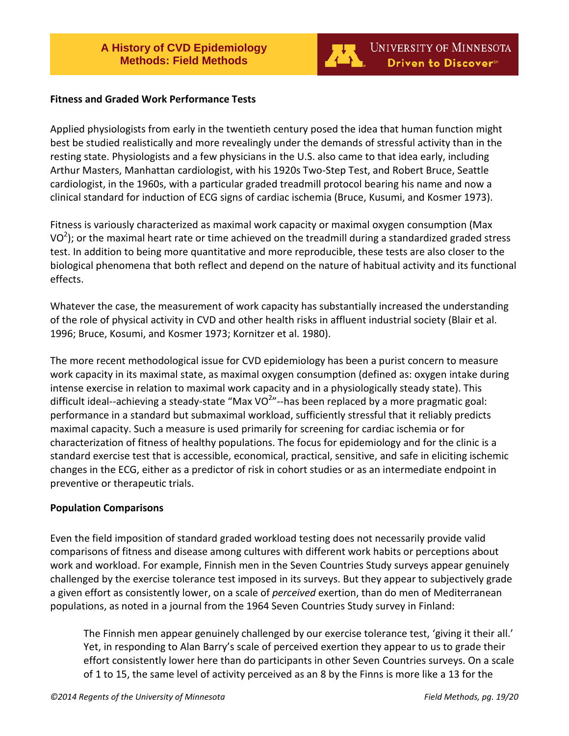**Fitness and Graded Work Performance Tests**

Applied physiologists from early in the twentieth century posed the idea that human function might best be studied realistically and more revealingly under the demands of stressful activity than in the resting state. Physiologists and a few physicians in the U.S. also came to that idea early, including Arthur Masters, Manhattan cardiologist, with his 1920s Two-Step Test, and Robert Bruce, Seattle cardiologist, in the 1960s, with a particular graded treadmill protocol bearing his name and now a clinical standard for induction of ECG signs of cardiac ischemia (Bruce, Kusumi, and Kosmer 1973).

Fitness is variously characterized as maximal work capacity or maximal oxygen consumption (Max $VO^2$); or the maximal heart rate or time achieved on the treadmill during a standardized graded stress test. In addition to being more quantitative and more reproducible, these tests are also closer to the biological phenomena that both reflect and depend on the nature of habitual activity and its functional effects.

Whatever the case, the measurement of work capacity has substantially increased the understanding of the role of physical activity in CVD and other health risks in affluent industrial society (Blair et al. 1996; Bruce, Kosumi, and Kosmer 1973; Kornitzer et al. 1980).

The more recent methodological issue for CVD epidemiology has been a purist concern to measure work capacity in its maximal state, as maximal oxygen consumption (defined as: oxygen intake during intense exercise in relation to maximal work capacity and in a physiologically steady state). This difficult ideal--achieving a steady-state "Max $VO^2$"--has been replaced by a more pragmatic goal: performance in a standard but submaximal workload, sufficiently stressful that it reliably predicts maximal capacity. Such a measure is used primarily for screening for cardiac ischemia or for characterization of fitness of healthy populations. The focus for epidemiology and for the clinic is a standard exercise test that is accessible, economical, practical, sensitive, and safe in eliciting ischemic changes in the ECG, either as a predictor of risk in cohort studies or as an intermediate endpoint in preventive or therapeutic trials.

**Population Comparisons**

Even the field imposition of standard graded workload testing does not necessarily provide valid comparisons of fitness and disease among cultures with different work habits or perceptions about work and workload. For example, Finnish men in the Seven Countries Study surveys appear genuinely challenged by the exercise tolerance test imposed in its surveys. But they appear to subjectively grade a given effort as consistently lower, on a scale of *perceived* exertion, than do men of Mediterranean populations, as noted in a journal from the 1964 Seven Countries Study survey in Finland:

> The Finnish men appear genuinely challenged by our exercise tolerance test, 'giving it their all.' Yet, in responding to Alan Barry's scale of perceived exertion they appear to us to grade their effort consistently lower here than do participants in other Seven Countries surveys. On a scale of 1 to 15, the same level of activity perceived as an 8 by the Finns is more like a 13 for the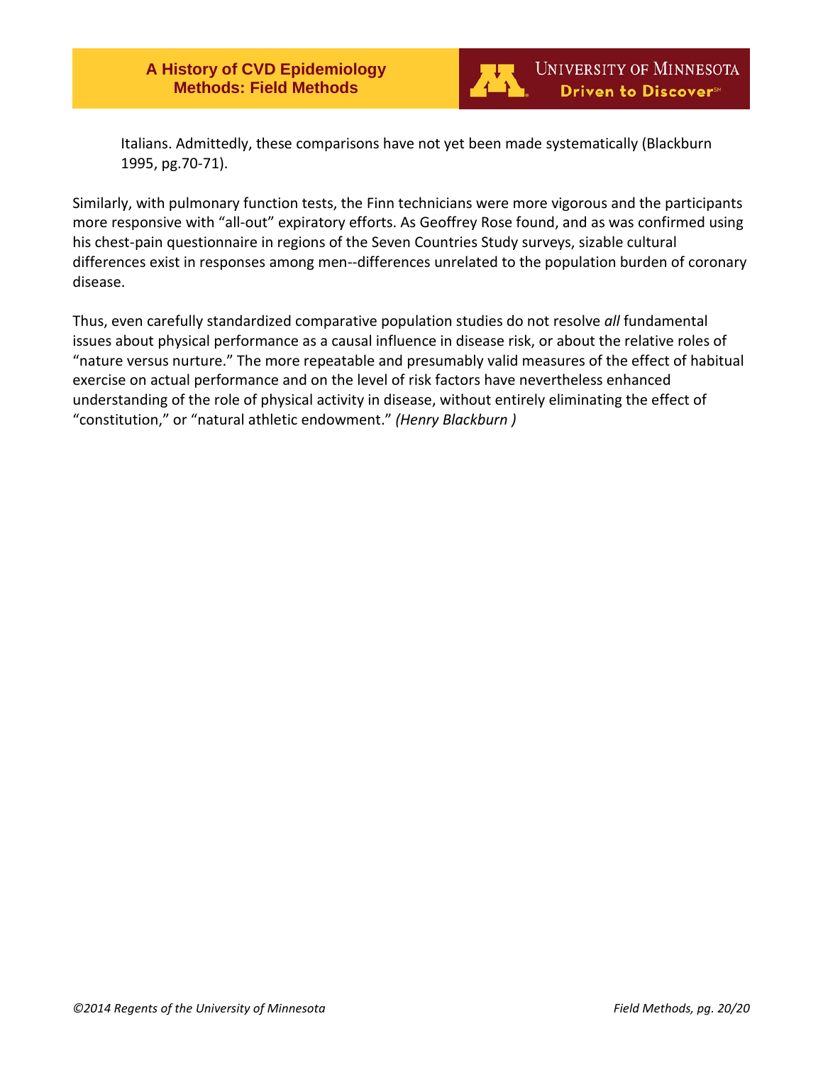Italians. Admittedly, these comparisons have not yet been made systematically (Blackburn 1995, pg.70-71).

Similarly, with pulmonary function tests, the Finn technicians were more vigorous and the participants more responsive with "all-out" expiratory efforts. As Geoffrey Rose found, and as was confirmed using his chest-pain questionnaire in regions of the Seven Countries Study surveys, sizable cultural differences exist in responses among men--differences unrelated to the population burden of coronary disease.

Thus, even carefully standardized comparative population studies do not resolve *all* fundamental issues about physical performance as a causal influence in disease risk, or about the relative roles of "nature versus nurture." The more repeatable and presumably valid measures of the effect of habitual exercise on actual performance and on the level of risk factors have nevertheless enhanced understanding of the role of physical activity in disease, without entirely eliminating the effect of "constitution," or "natural athletic endowment." *(Henry Blackburn )*